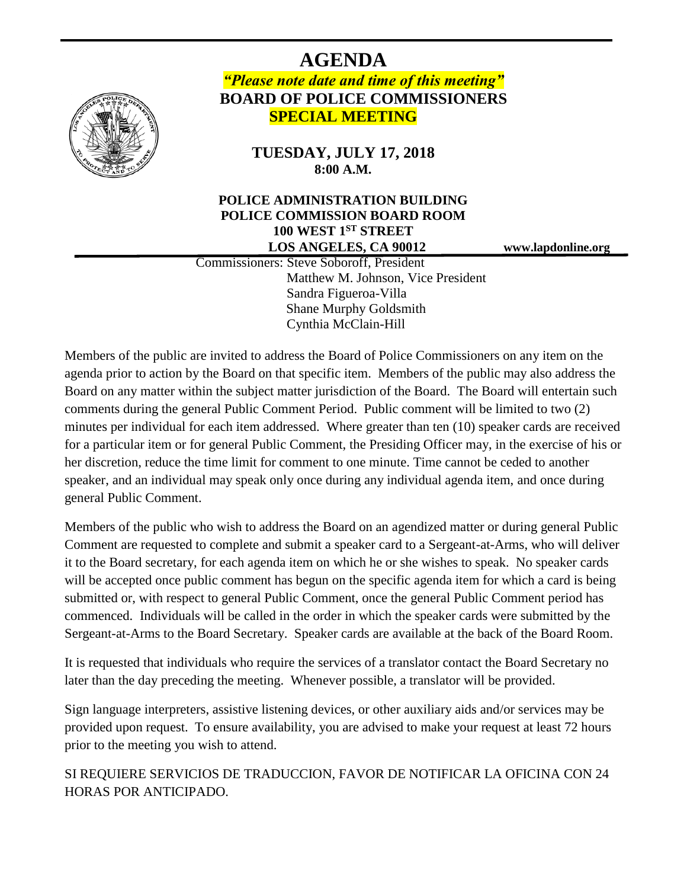# AGENDA

***"Please note date and time of this meeting"***

**BOARD OF POLICE COMMISSIONERS**

**SPECIAL MEETING**

**TUESDAY, JULY 17, 2018**
**8:00 A.M.**

**POLICE ADMINISTRATION BUILDING**
**POLICE COMMISSION BOARD ROOM**
**100 WEST 1ST STREET**
**LOS ANGELES, CA 90012**

**www.lapdonline.org**

Commissioners: Steve Soboroff, President
Matthew M. Johnson, Vice President
Sandra Figueroa-Villa
Shane Murphy Goldsmith
Cynthia McClain-Hill

Members of the public are invited to address the Board of Police Commissioners on any item on the agenda prior to action by the Board on that specific item. Members of the public may also address the Board on any matter within the subject matter jurisdiction of the Board. The Board will entertain such comments during the general Public Comment Period. Public comment will be limited to two (2) minutes per individual for each item addressed. Where greater than ten (10) speaker cards are received for a particular item or for general Public Comment, the Presiding Officer may, in the exercise of his or her discretion, reduce the time limit for comment to one minute. Time cannot be ceded to another speaker, and an individual may speak only once during any individual agenda item, and once during general Public Comment.

Members of the public who wish to address the Board on an agendized matter or during general Public Comment are requested to complete and submit a speaker card to a Sergeant-at-Arms, who will deliver it to the Board secretary, for each agenda item on which he or she wishes to speak. No speaker cards will be accepted once public comment has begun on the specific agenda item for which a card is being submitted or, with respect to general Public Comment, once the general Public Comment period has commenced. Individuals will be called in the order in which the speaker cards were submitted by the Sergeant-at-Arms to the Board Secretary. Speaker cards are available at the back of the Board Room.

It is requested that individuals who require the services of a translator contact the Board Secretary no later than the day preceding the meeting. Whenever possible, a translator will be provided.

Sign language interpreters, assistive listening devices, or other auxiliary aids and/or services may be provided upon request. To ensure availability, you are advised to make your request at least 72 hours prior to the meeting you wish to attend.

SI REQUIERE SERVICIOS DE TRADUCCION, FAVOR DE NOTIFICAR LA OFICINA CON 24 HORAS POR ANTICIPADO.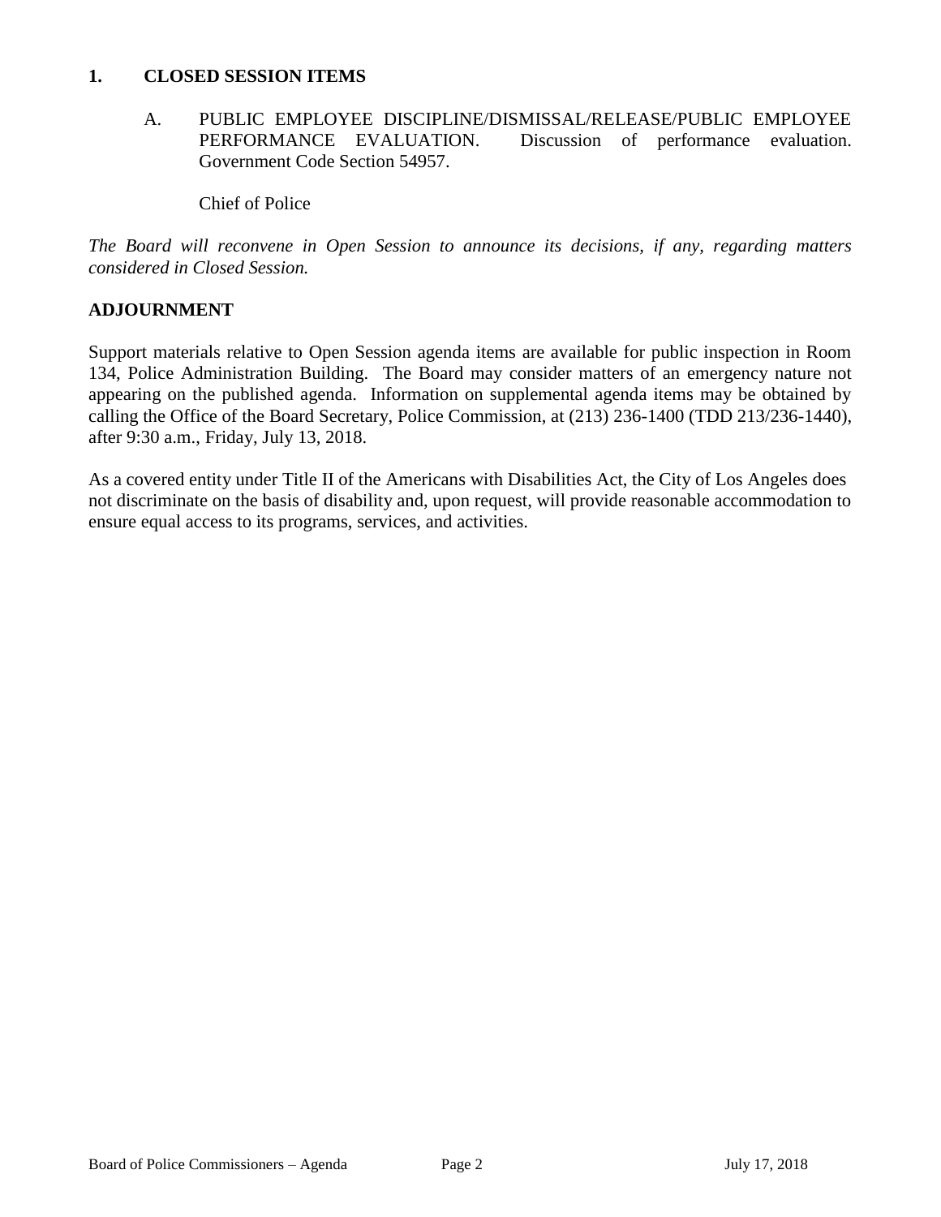## 1. CLOSED SESSION ITEMS

A. PUBLIC EMPLOYEE DISCIPLINE/DISMISSAL/RELEASE/PUBLIC EMPLOYEE PERFORMANCE EVALUATION. Discussion of performance evaluation. Government Code Section 54957.

Chief of Police

*The Board will reconvene in Open Session to announce its decisions, if any, regarding matters considered in Closed Session.*

## ADJOURNMENT

Support materials relative to Open Session agenda items are available for public inspection in Room 134, Police Administration Building. The Board may consider matters of an emergency nature not appearing on the published agenda. Information on supplemental agenda items may be obtained by calling the Office of the Board Secretary, Police Commission, at (213) 236-1400 (TDD 213/236-1440), after 9:30 a.m., Friday, July 13, 2018.

As a covered entity under Title II of the Americans with Disabilities Act, the City of Los Angeles does not discriminate on the basis of disability and, upon request, will provide reasonable accommodation to ensure equal access to its programs, services, and activities.